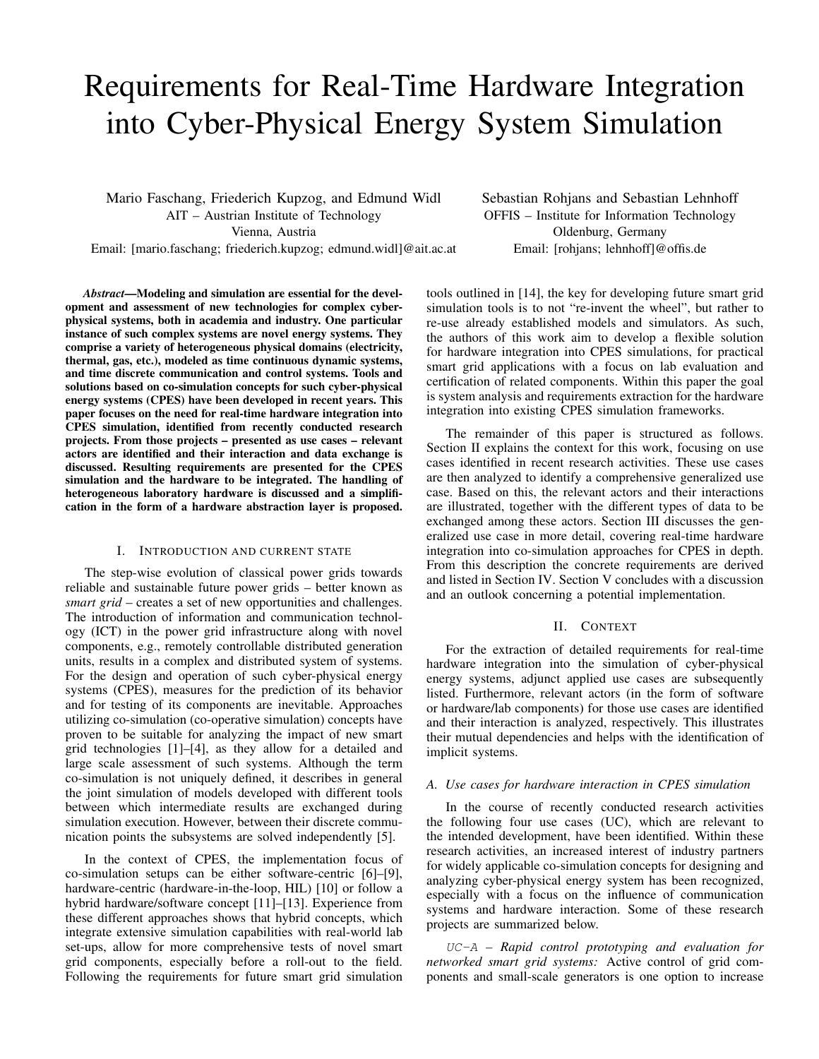# Requirements for Real-Time Hardware Integration into Cyber-Physical Energy System Simulation

Mario Faschang, Friederich Kupzog, and Edmund Widl
AIT – Austrian Institute of Technology
Vienna, Austria
Email: [mario.faschang; friederich.kupzog; edmund.widl]@ait.ac.at

Sebastian Rohjans and Sebastian Lehnhoff
OFFIS – Institute for Information Technology
Oldenburg, Germany
Email: [rohjans; lehnhoff]@offis.de

***Abstract*—Modeling and simulation are essential for the development and assessment of new technologies for complex cyber-physical systems, both in academia and industry. One particular instance of such complex systems are novel energy systems. They comprise a variety of heterogeneous physical domains (electricity, thermal, gas, etc.), modeled as time continuous dynamic systems, and time discrete communication and control systems. Tools and solutions based on co-simulation concepts for such cyber-physical energy systems (CPES) have been developed in recent years. This paper focuses on the need for real-time hardware integration into CPES simulation, identified from recently conducted research projects. From those projects – presented as use cases – relevant actors are identified and their interaction and data exchange is discussed. Resulting requirements are presented for the CPES simulation and the hardware to be integrated. The handling of heterogeneous laboratory hardware is discussed and a simplification in the form of a hardware abstraction layer is proposed.**

## I. Introduction and current state

The step-wise evolution of classical power grids towards reliable and sustainable future power grids – better known as *smart grid* – creates a set of new opportunities and challenges. The introduction of information and communication technology (ICT) in the power grid infrastructure along with novel components, e.g., remotely controllable distributed generation units, results in a complex and distributed system of systems. For the design and operation of such cyber-physical energy systems (CPES), measures for the prediction of its behavior and for testing of its components are inevitable. Approaches utilizing co-simulation (co-operative simulation) concepts have proven to be suitable for analyzing the impact of new smart grid technologies [1]–[4], as they allow for a detailed and large scale assessment of such systems. Although the term co-simulation is not uniquely defined, it describes in general the joint simulation of models developed with different tools between which intermediate results are exchanged during simulation execution. However, between their discrete communication points the subsystems are solved independently [5].

In the context of CPES, the implementation focus of co-simulation setups can be either software-centric [6]–[9], hardware-centric (hardware-in-the-loop, HIL) [10] or follow a hybrid hardware/software concept [11]–[13]. Experience from these different approaches shows that hybrid concepts, which integrate extensive simulation capabilities with real-world lab set-ups, allow for more comprehensive tests of novel smart grid components, especially before a roll-out to the field. Following the requirements for future smart grid simulation tools outlined in [14], the key for developing future smart grid simulation tools is to not "re-invent the wheel", but rather to re-use already established models and simulators. As such, the authors of this work aim to develop a flexible solution for hardware integration into CPES simulations, for practical smart grid applications with a focus on lab evaluation and certification of related components. Within this paper the goal is system analysis and requirements extraction for the hardware integration into existing CPES simulation frameworks.

The remainder of this paper is structured as follows. Section II explains the context for this work, focusing on use cases identified in recent research activities. These use cases are then analyzed to identify a comprehensive generalized use case. Based on this, the relevant actors and their interactions are illustrated, together with the different types of data to be exchanged among these actors. Section III discusses the generalized use case in more detail, covering real-time hardware integration into co-simulation approaches for CPES in depth. From this description the concrete requirements are derived and listed in Section IV. Section V concludes with a discussion and an outlook concerning a potential implementation.

## II. Context

For the extraction of detailed requirements for real-time hardware integration into the simulation of cyber-physical energy systems, adjunct applied use cases are subsequently listed. Furthermore, relevant actors (in the form of software or hardware/lab components) for those use cases are identified and their interaction is analyzed, respectively. This illustrates their mutual dependencies and helps with the identification of implicit systems.

### A. Use cases for hardware interaction in CPES simulation

In the course of recently conducted research activities the following four use cases (UC), which are relevant to the intended development, have been identified. Within these research activities, an increased interest of industry partners for widely applicable co-simulation concepts for designing and analyzing cyber-physical energy system has been recognized, especially with a focus on the influence of communication systems and hardware interaction. Some of these research projects are summarized below.

*`UC-A` – Rapid control prototyping and evaluation for networked smart grid systems:* Active control of grid components and small-scale generators is one option to increase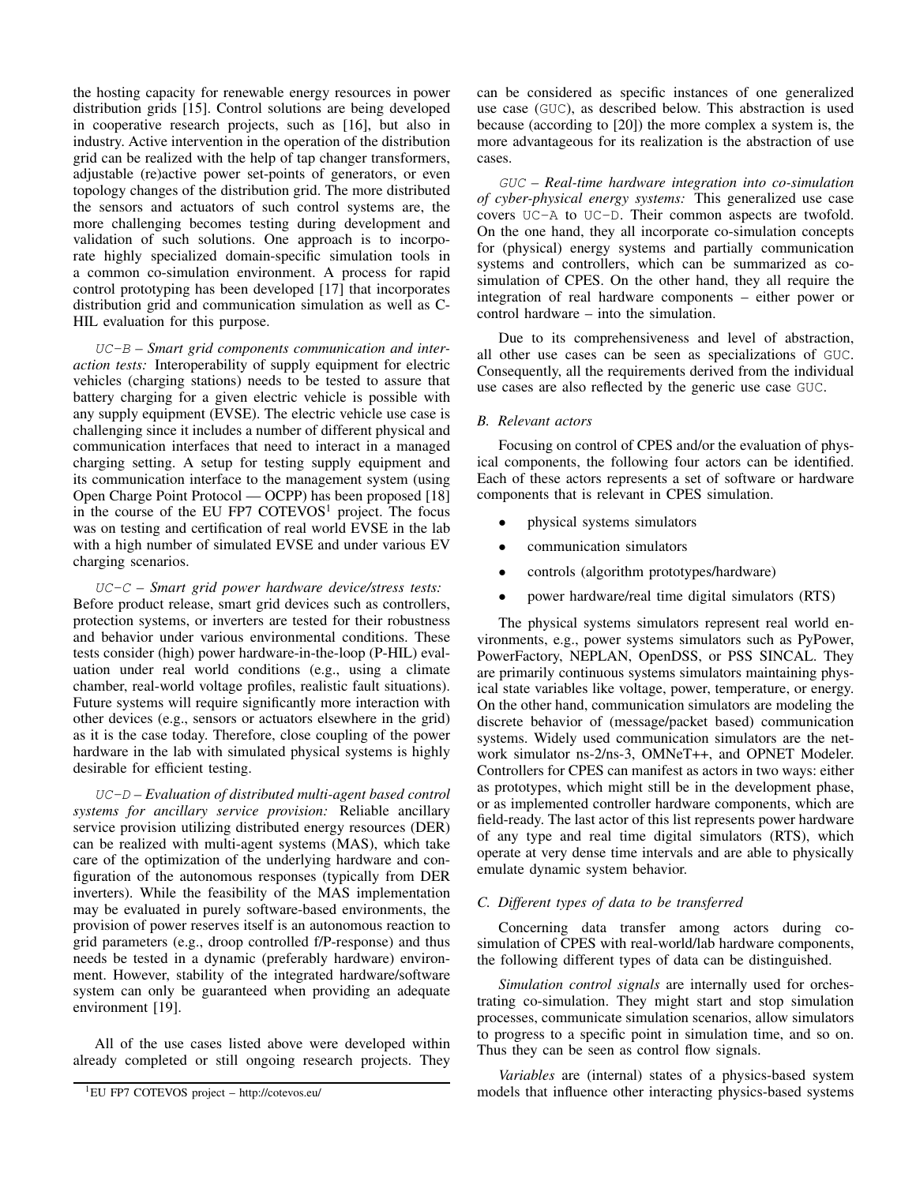the hosting capacity for renewable energy resources in power distribution grids [15]. Control solutions are being developed in cooperative research projects, such as [16], but also in industry. Active intervention in the operation of the distribution grid can be realized with the help of tap changer transformers, adjustable (re)active power set-points of generators, or even topology changes of the distribution grid. The more distributed the sensors and actuators of such control systems are, the more challenging becomes testing during development and validation of such solutions. One approach is to incorporate highly specialized domain-specific simulation tools in a common co-simulation environment. A process for rapid control prototyping has been developed [17] that incorporates distribution grid and communication simulation as well as C-HIL evaluation for this purpose.

`UC-B` – *Smart grid components communication and interaction tests:* Interoperability of supply equipment for electric vehicles (charging stations) needs to be tested to assure that battery charging for a given electric vehicle is possible with any supply equipment (EVSE). The electric vehicle use case is challenging since it includes a number of different physical and communication interfaces that need to interact in a managed charging setting. A setup for testing supply equipment and its communication interface to the management system (using Open Charge Point Protocol — OCPP) has been proposed [18] in the course of the EU FP7 COTEVOS[1] project. The focus was on testing and certification of real world EVSE in the lab with a high number of simulated EVSE and under various EV charging scenarios.

`UC-C` – *Smart grid power hardware device/stress tests:* Before product release, smart grid devices such as controllers, protection systems, or inverters are tested for their robustness and behavior under various environmental conditions. These tests consider (high) power hardware-in-the-loop (P-HIL) evaluation under real world conditions (e.g., using a climate chamber, real-world voltage profiles, realistic fault situations). Future systems will require significantly more interaction with other devices (e.g., sensors or actuators elsewhere in the grid) as it is the case today. Therefore, close coupling of the power hardware in the lab with simulated physical systems is highly desirable for efficient testing.

`UC-D` – *Evaluation of distributed multi-agent based control systems for ancillary service provision:* Reliable ancillary service provision utilizing distributed energy resources (DER) can be realized with multi-agent systems (MAS), which take care of the optimization of the underlying hardware and configuration of the autonomous responses (typically from DER inverters). While the feasibility of the MAS implementation may be evaluated in purely software-based environments, the provision of power reserves itself is an autonomous reaction to grid parameters (e.g., droop controlled f/P-response) and thus needs be tested in a dynamic (preferably hardware) environment. However, stability of the integrated hardware/software system can only be guaranteed when providing an adequate environment [19].

All of the use cases listed above were developed within already completed or still ongoing research projects. They can be considered as specific instances of one generalized use case (`GUC`), as described below. This abstraction is used because (according to [20]) the more complex a system is, the more advantageous for its realization is the abstraction of use cases.

`GUC` – *Real-time hardware integration into co-simulation of cyber-physical energy systems:* This generalized use case covers `UC-A` to `UC-D`. Their common aspects are twofold. On the one hand, they all incorporate co-simulation concepts for (physical) energy systems and partially communication systems and controllers, which can be summarized as co-simulation of CPES. On the other hand, they all require the integration of real hardware components – either power or control hardware – into the simulation.

Due to its comprehensiveness and level of abstraction, all other use cases can be seen as specializations of `GUC`. Consequently, all the requirements derived from the individual use cases are also reflected by the generic use case `GUC`.

### B. Relevant actors

Focusing on control of CPES and/or the evaluation of physical components, the following four actors can be identified. Each of these actors represents a set of software or hardware components that is relevant in CPES simulation.

- physical systems simulators
- communication simulators
- controls (algorithm prototypes/hardware)
- power hardware/real time digital simulators (RTS)

The physical systems simulators represent real world environments, e.g., power systems simulators such as PyPower, PowerFactory, NEPLAN, OpenDSS, or PSS SINCAL. They are primarily continuous systems simulators maintaining physical state variables like voltage, power, temperature, or energy. On the other hand, communication simulators are modeling the discrete behavior of (message/packet based) communication systems. Widely used communication simulators are the network simulator ns-2/ns-3, OMNeT++, and OPNET Modeler. Controllers for CPES can manifest as actors in two ways: either as prototypes, which might still be in the development phase, or as implemented controller hardware components, which are field-ready. The last actor of this list represents power hardware of any type and real time digital simulators (RTS), which operate at very dense time intervals and are able to physically emulate dynamic system behavior.

### C. Different types of data to be transferred

Concerning data transfer among actors during co-simulation of CPES with real-world/lab hardware components, the following different types of data can be distinguished.

*Simulation control signals* are internally used for orchestrating co-simulation. They might start and stop simulation processes, communicate simulation scenarios, allow simulators to progress to a specific point in simulation time, and so on. Thus they can be seen as control flow signals.

*Variables* are (internal) states of a physics-based system models that influence other interacting physics-based systems

[1] EU FP7 COTEVOS project – http://cotevos.eu/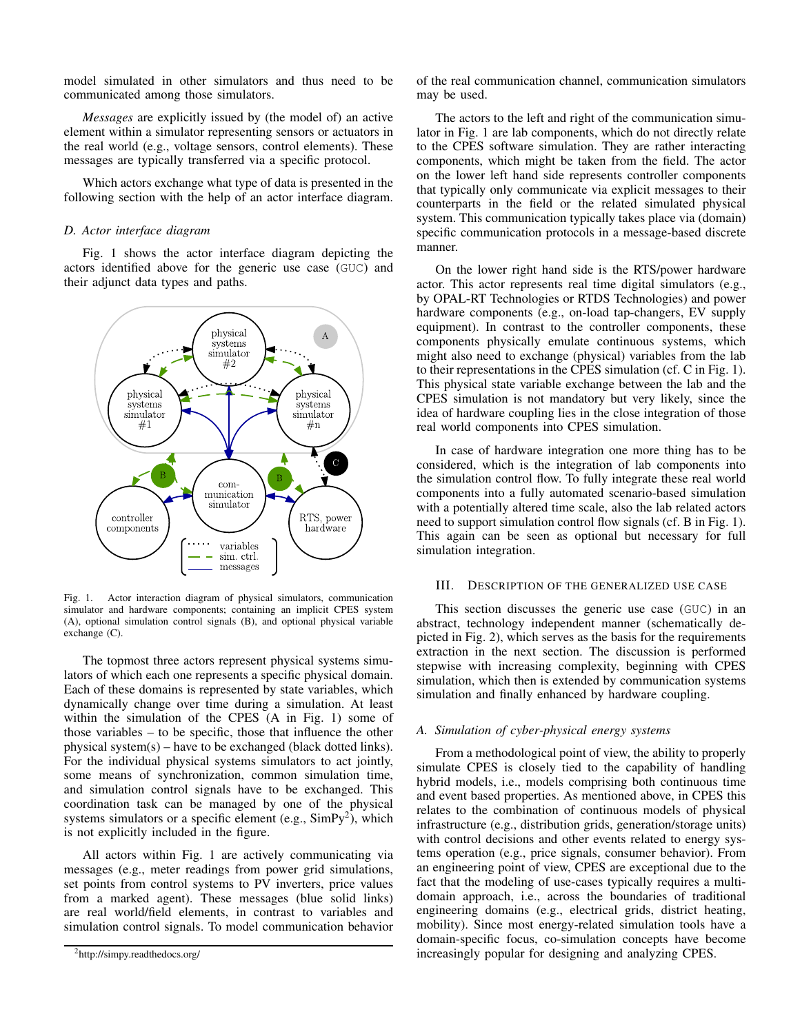model simulated in other simulators and thus need to be communicated among those simulators.

*Messages* are explicitly issued by (the model of) an active element within a simulator representing sensors or actuators in the real world (e.g., voltage sensors, control elements). These messages are typically transferred via a specific protocol.

Which actors exchange what type of data is presented in the following section with the help of an actor interface diagram.

### D. Actor interface diagram

Fig. 1 shows the actor interface diagram depicting the actors identified above for the generic use case (GUC) and their adjunct data types and paths.

Fig. 1. Actor interaction diagram of physical simulators, communication simulator and hardware components; containing an implicit CPES system (A), optional simulation control signals (B), and optional physical variable exchange (C).

The topmost three actors represent physical systems simulators of which each one represents a specific physical domain. Each of these domains is represented by state variables, which dynamically change over time during a simulation. At least within the simulation of the CPES (A in Fig. 1) some of those variables – to be specific, those that influence the other physical system(s) – have to be exchanged (black dotted links). For the individual physical systems simulators to act jointly, some means of synchronization, common simulation time, and simulation control signals have to be exchanged. This coordination task can be managed by one of the physical systems simulators or a specific element (e.g., SimPy[2]), which is not explicitly included in the figure.

All actors within Fig. 1 are actively communicating via messages (e.g., meter readings from power grid simulations, set points from control systems to PV inverters, price values from a marked agent). These messages (blue solid links) are real world/field elements, in contrast to variables and simulation control signals. To model communication behavior of the real communication channel, communication simulators may be used.

The actors to the left and right of the communication simulator in Fig. 1 are lab components, which do not directly relate to the CPES software simulation. They are rather interacting components, which might be taken from the field. The actor on the lower left hand side represents controller components that typically only communicate via explicit messages to their counterparts in the field or the related simulated physical system. This communication typically takes place via (domain) specific communication protocols in a message-based discrete manner.

On the lower right hand side is the RTS/power hardware actor. This actor represents real time digital simulators (e.g., by OPAL-RT Technologies or RTDS Technologies) and power hardware components (e.g., on-load tap-changers, EV supply equipment). In contrast to the controller components, these components physically emulate continuous systems, which might also need to exchange (physical) variables from the lab to their representations in the CPES simulation (cf. C in Fig. 1). This physical state variable exchange between the lab and the CPES simulation is not mandatory but very likely, since the idea of hardware coupling lies in the close integration of those real world components into CPES simulation.

In case of hardware integration one more thing has to be considered, which is the integration of lab components into the simulation control flow. To fully integrate these real world components into a fully automated scenario-based simulation with a potentially altered time scale, also the lab related actors need to support simulation control flow signals (cf. B in Fig. 1). This again can be seen as optional but necessary for full simulation integration.

## III. Description of the Generalized Use Case

This section discusses the generic use case (GUC) in an abstract, technology independent manner (schematically depicted in Fig. 2), which serves as the basis for the requirements extraction in the next section. The discussion is performed stepwise with increasing complexity, beginning with CPES simulation, which then is extended by communication systems simulation and finally enhanced by hardware coupling.

### A. Simulation of cyber-physical energy systems

From a methodological point of view, the ability to properly simulate CPES is closely tied to the capability of handling hybrid models, i.e., models comprising both continuous time and event based properties. As mentioned above, in CPES this relates to the combination of continuous models of physical infrastructure (e.g., distribution grids, generation/storage units) with control decisions and other events related to energy systems operation (e.g., price signals, consumer behavior). From an engineering point of view, CPES are exceptional due to the fact that the modeling of use-cases typically requires a multi-domain approach, i.e., across the boundaries of traditional engineering domains (e.g., electrical grids, district heating, mobility). Since most energy-related simulation tools have a domain-specific focus, co-simulation concepts have become increasingly popular for designing and analyzing CPES.

[2] http://simpy.readthedocs.org/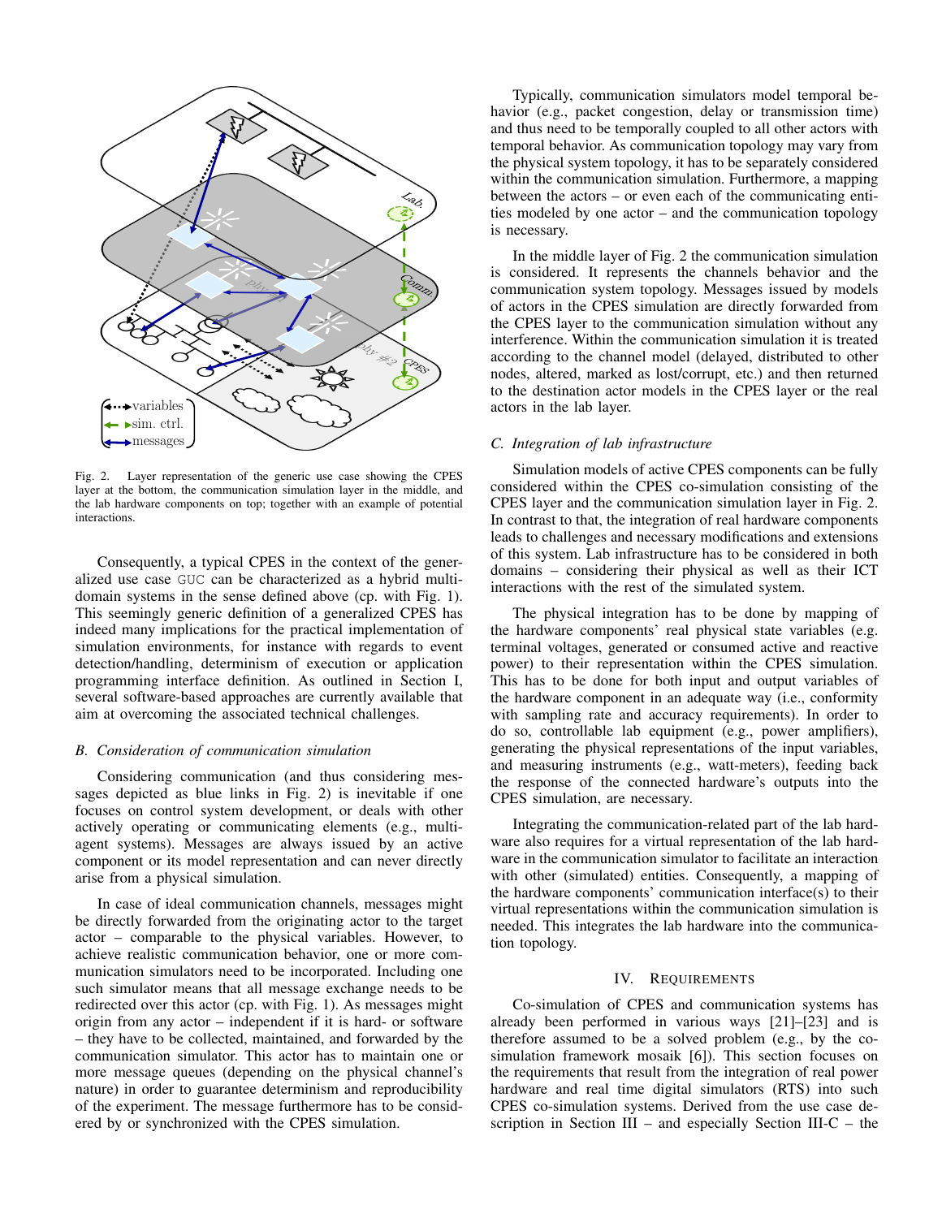variables
sim. ctrl.
messages

Fig. 2. Layer representation of the generic use case showing the CPES layer at the bottom, the communication simulation layer in the middle, and the lab hardware components on top; together with an example of potential interactions.

Consequently, a typical CPES in the context of the generalized use case GUC can be characterized as a hybrid multi-domain systems in the sense defined above (cp. with Fig. 1). This seemingly generic definition of a generalized CPES has indeed many implications for the practical implementation of simulation environments, for instance with regards to event detection/handling, determinism of execution or application programming interface definition. As outlined in Section I, several software-based approaches are currently available that aim at overcoming the associated technical challenges.

### B. Consideration of communication simulation

Considering communication (and thus considering messages depicted as blue links in Fig. 2) is inevitable if one focuses on control system development, or deals with other actively operating or communicating elements (e.g., multi-agent systems). Messages are always issued by an active component or its model representation and can never directly arise from a physical simulation.

In case of ideal communication channels, messages might be directly forwarded from the originating actor to the target actor – comparable to the physical variables. However, to achieve realistic communication behavior, one or more communication simulators need to be incorporated. Including one such simulator means that all message exchange needs to be redirected over this actor (cp. with Fig. 1). As messages might origin from any actor – independent if it is hard- or software – they have to be collected, maintained, and forwarded by the communication simulator. This actor has to maintain one or more message queues (depending on the physical channel's nature) in order to guarantee determinism and reproducibility of the experiment. The message furthermore has to be considered by or synchronized with the CPES simulation.

Typically, communication simulators model temporal behavior (e.g., packet congestion, delay or transmission time) and thus need to be temporally coupled to all other actors with temporal behavior. As communication topology may vary from the physical system topology, it has to be separately considered within the communication simulation. Furthermore, a mapping between the actors – or even each of the communicating entities modeled by one actor – and the communication topology is necessary.

In the middle layer of Fig. 2 the communication simulation is considered. It represents the channels behavior and the communication system topology. Messages issued by models of actors in the CPES simulation are directly forwarded from the CPES layer to the communication simulation without any interference. Within the communication simulation it is treated according to the channel model (delayed, distributed to other nodes, altered, marked as lost/corrupt, etc.) and then returned to the destination actor models in the CPES layer or the real actors in the lab layer.

### C. Integration of lab infrastructure

Simulation models of active CPES components can be fully considered within the CPES co-simulation consisting of the CPES layer and the communication simulation layer in Fig. 2. In contrast to that, the integration of real hardware components leads to challenges and necessary modifications and extensions of this system. Lab infrastructure has to be considered in both domains – considering their physical as well as their ICT interactions with the rest of the simulated system.

The physical integration has to be done by mapping of the hardware components' real physical state variables (e.g. terminal voltages, generated or consumed active and reactive power) to their representation within the CPES simulation. This has to be done for both input and output variables of the hardware component in an adequate way (i.e., conformity with sampling rate and accuracy requirements). In order to do so, controllable lab equipment (e.g., power amplifiers), generating the physical representations of the input variables, and measuring instruments (e.g., watt-meters), feeding back the response of the connected hardware's outputs into the CPES simulation, are necessary.

Integrating the communication-related part of the lab hardware also requires for a virtual representation of the lab hardware in the communication simulator to facilitate an interaction with other (simulated) entities. Consequently, a mapping of the hardware components' communication interface(s) to their virtual representations within the communication simulation is needed. This integrates the lab hardware into the communication topology.

## IV. Requirements

Co-simulation of CPES and communication systems has already been performed in various ways [21]–[23] and is therefore assumed to be a solved problem (e.g., by the co-simulation framework mosaik [6]). This section focuses on the requirements that result from the integration of real power hardware and real time digital simulators (RTS) into such CPES co-simulation systems. Derived from the use case description in Section III – and especially Section III-C – the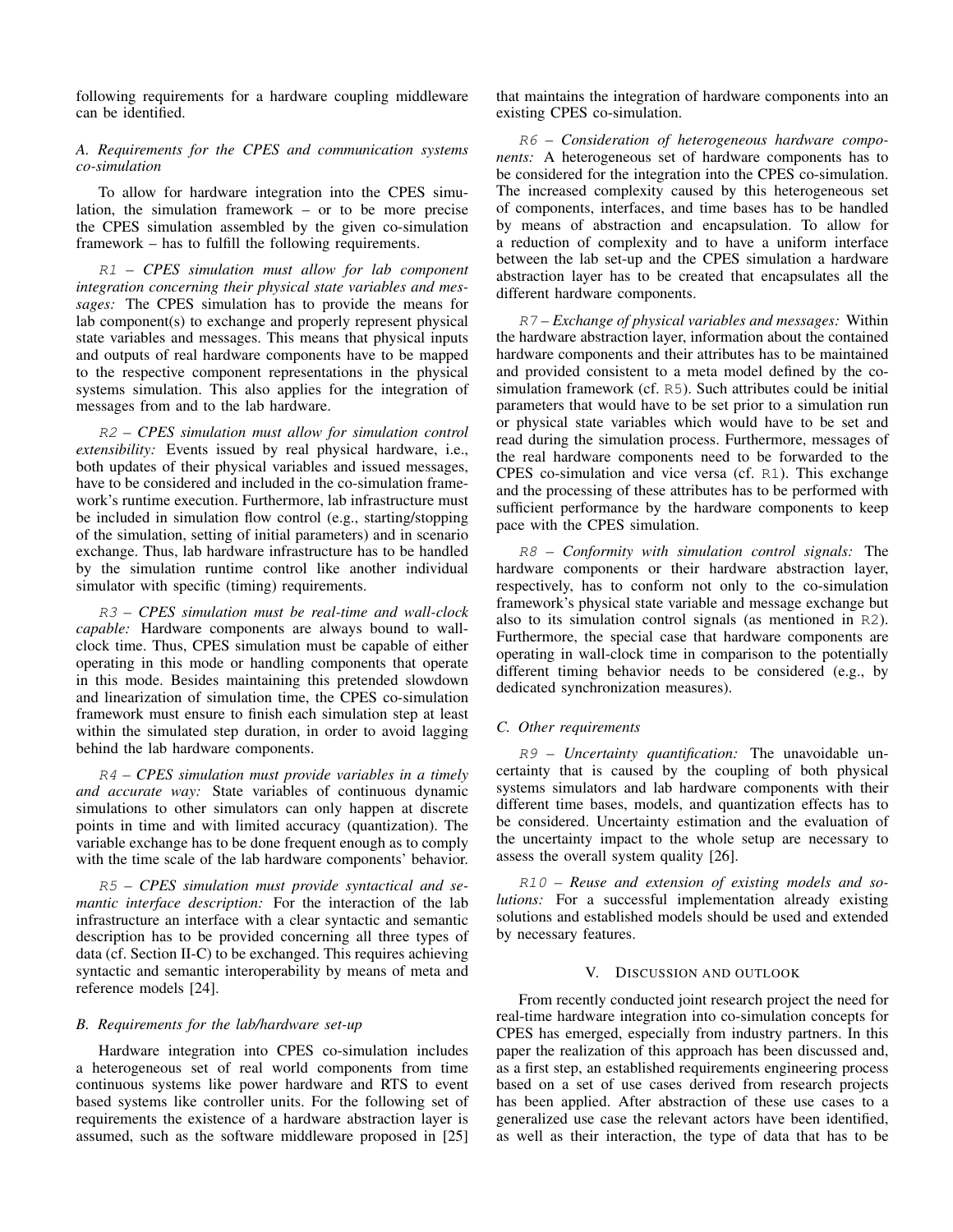following requirements for a hardware coupling middleware can be identified.

### A. Requirements for the CPES and communication systems co-simulation

To allow for hardware integration into the CPES simulation, the simulation framework – or to be more precise the CPES simulation assembled by the given co-simulation framework – has to fulfill the following requirements.

`R1` – *CPES simulation must allow for lab component integration concerning their physical state variables and messages:* The CPES simulation has to provide the means for lab component(s) to exchange and properly represent physical state variables and messages. This means that physical inputs and outputs of real hardware components have to be mapped to the respective component representations in the physical systems simulation. This also applies for the integration of messages from and to the lab hardware.

`R2` – *CPES simulation must allow for simulation control extensibility:* Events issued by real physical hardware, i.e., both updates of their physical variables and issued messages, have to be considered and included in the co-simulation framework's runtime execution. Furthermore, lab infrastructure must be included in simulation flow control (e.g., starting/stopping of the simulation, setting of initial parameters) and in scenario exchange. Thus, lab hardware infrastructure has to be handled by the simulation runtime control like another individual simulator with specific (timing) requirements.

`R3` – *CPES simulation must be real-time and wall-clock capable:* Hardware components are always bound to wall-clock time. Thus, CPES simulation must be capable of either operating in this mode or handling components that operate in this mode. Besides maintaining this pretended slowdown and linearization of simulation time, the CPES co-simulation framework must ensure to finish each simulation step at least within the simulated step duration, in order to avoid lagging behind the lab hardware components.

`R4` – *CPES simulation must provide variables in a timely and accurate way:* State variables of continuous dynamic simulations to other simulators can only happen at discrete points in time and with limited accuracy (quantization). The variable exchange has to be done frequent enough as to comply with the time scale of the lab hardware components' behavior.

`R5` – *CPES simulation must provide syntactical and semantic interface description:* For the interaction of the lab infrastructure an interface with a clear syntactic and semantic description has to be provided concerning all three types of data (cf. Section II-C) to be exchanged. This requires achieving syntactic and semantic interoperability by means of meta and reference models [24].

### B. Requirements for the lab/hardware set-up

Hardware integration into CPES co-simulation includes a heterogeneous set of real world components from time continuous systems like power hardware and RTS to event based systems like controller units. For the following set of requirements the existence of a hardware abstraction layer is assumed, such as the software middleware proposed in [25] that maintains the integration of hardware components into an existing CPES co-simulation.

`R6` – *Consideration of heterogeneous hardware components:* A heterogeneous set of hardware components has to be considered for the integration into the CPES co-simulation. The increased complexity caused by this heterogeneous set of components, interfaces, and time bases has to be handled by means of abstraction and encapsulation. To allow for a reduction of complexity and to have a uniform interface between the lab set-up and the CPES simulation a hardware abstraction layer has to be created that encapsulates all the different hardware components.

`R7` – *Exchange of physical variables and messages:* Within the hardware abstraction layer, information about the contained hardware components and their attributes has to be maintained and provided consistent to a meta model defined by the co-simulation framework (cf. `R5`). Such attributes could be initial parameters that would have to be set prior to a simulation run or physical state variables which would have to be set and read during the simulation process. Furthermore, messages of the real hardware components need to be forwarded to the CPES co-simulation and vice versa (cf. `R1`). This exchange and the processing of these attributes has to be performed with sufficient performance by the hardware components to keep pace with the CPES simulation.

`R8` – *Conformity with simulation control signals:* The hardware components or their hardware abstraction layer, respectively, has to conform not only to the co-simulation framework's physical state variable and message exchange but also to its simulation control signals (as mentioned in `R2`). Furthermore, the special case that hardware components are operating in wall-clock time in comparison to the potentially different timing behavior needs to be considered (e.g., by dedicated synchronization measures).

### C. Other requirements

`R9` – *Uncertainty quantification:* The unavoidable uncertainty that is caused by the coupling of both physical systems simulators and lab hardware components with their different time bases, models, and quantization effects has to be considered. Uncertainty estimation and the evaluation of the uncertainty impact to the whole setup are necessary to assess the overall system quality [26].

`R10` – *Reuse and extension of existing models and solutions:* For a successful implementation already existing solutions and established models should be used and extended by necessary features.

## V. Discussion and Outlook

From recently conducted joint research project the need for real-time hardware integration into co-simulation concepts for CPES has emerged, especially from industry partners. In this paper the realization of this approach has been discussed and, as a first step, an established requirements engineering process based on a set of use cases derived from research projects has been applied. After abstraction of these use cases to a generalized use case the relevant actors have been identified, as well as their interaction, the type of data that has to be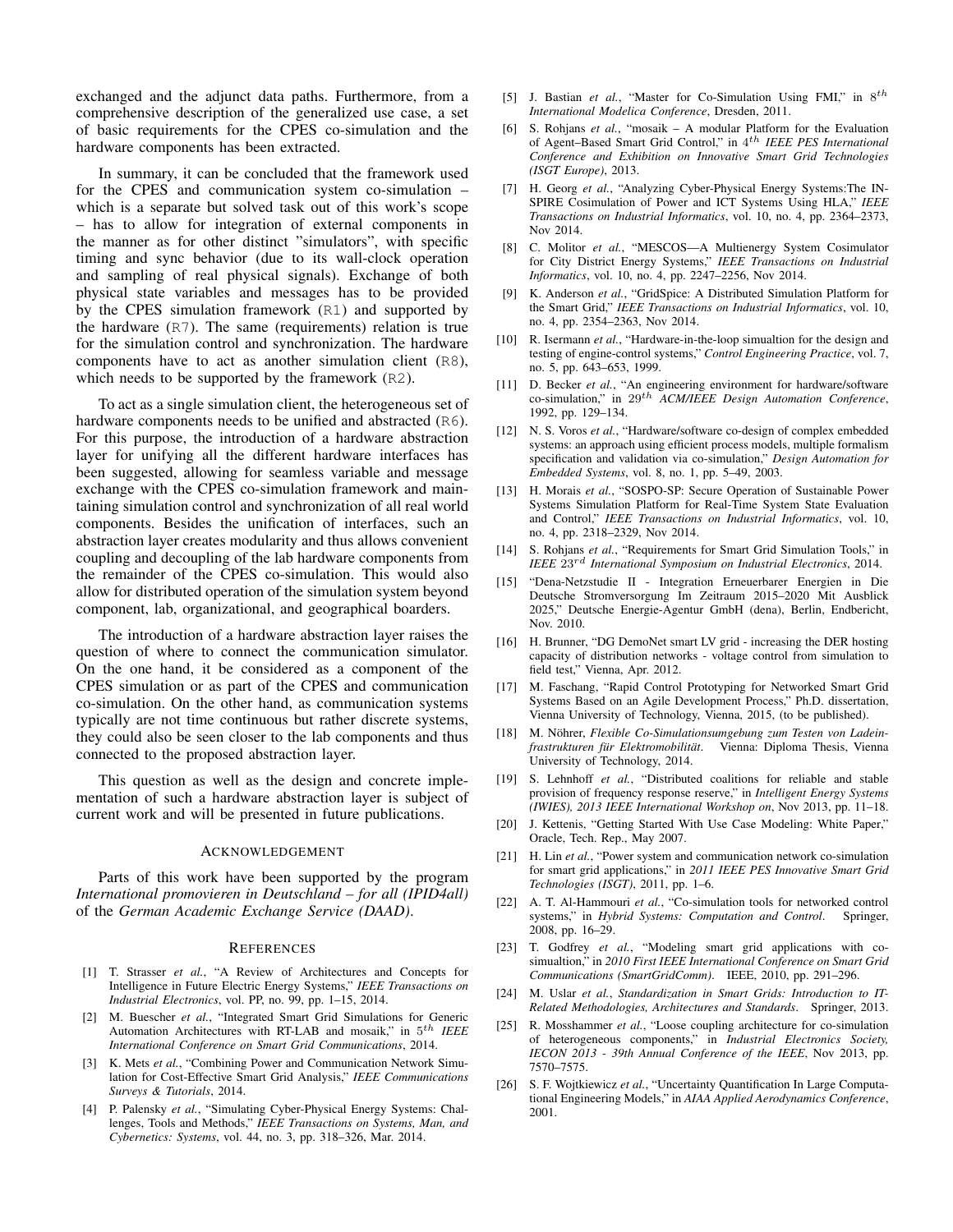exchanged and the adjunct data paths. Furthermore, from a comprehensive description of the generalized use case, a set of basic requirements for the CPES co-simulation and the hardware components has been extracted.

In summary, it can be concluded that the framework used for the CPES and communication system co-simulation – which is a separate but solved task out of this work's scope – has to allow for integration of external components in the manner as for other distinct "simulators", with specific timing and sync behavior (due to its wall-clock operation and sampling of real physical signals). Exchange of both physical state variables and messages has to be provided by the CPES simulation framework (R1) and supported by the hardware (R7). The same (requirements) relation is true for the simulation control and synchronization. The hardware components have to act as another simulation client (R8), which needs to be supported by the framework (R2).

To act as a single simulation client, the heterogeneous set of hardware components needs to be unified and abstracted (R6). For this purpose, the introduction of a hardware abstraction layer for unifying all the different hardware interfaces has been suggested, allowing for seamless variable and message exchange with the CPES co-simulation framework and maintaining simulation control and synchronization of all real world components. Besides the unification of interfaces, such an abstraction layer creates modularity and thus allows convenient coupling and decoupling of the lab hardware components from the remainder of the CPES co-simulation. This would also allow for distributed operation of the simulation system beyond component, lab, organizational, and geographical boarders.

The introduction of a hardware abstraction layer raises the question of where to connect the communication simulator. On the one hand, it be considered as a component of the CPES simulation or as part of the CPES and communication co-simulation. On the other hand, as communication systems typically are not time continuous but rather discrete systems, they could also be seen closer to the lab components and thus connected to the proposed abstraction layer.

This question as well as the design and concrete implementation of such a hardware abstraction layer is subject of current work and will be presented in future publications.

## Acknowledgement

Parts of this work have been supported by the program *International promovieren in Deutschland – for all (IPID4all)* of the *German Academic Exchange Service (DAAD)*.

## References

[1] T. Strasser *et al.*, "A Review of Architectures and Concepts for Intelligence in Future Electric Energy Systems," *IEEE Transactions on Industrial Electronics*, vol. PP, no. 99, pp. 1–15, 2014.

[2] M. Buescher *et al.*, "Integrated Smart Grid Simulations for Generic Automation Architectures with RT-LAB and mosaik," in $5^{th}$ *IEEE International Conference on Smart Grid Communications*, 2014.

[3] K. Mets *et al.*, "Combining Power and Communication Network Simulation for Cost-Effective Smart Grid Analysis," *IEEE Communications Surveys & Tutorials*, 2014.

[4] P. Palensky *et al.*, "Simulating Cyber-Physical Energy Systems: Challenges, Tools and Methods," *IEEE Transactions on Systems, Man, and Cybernetics: Systems*, vol. 44, no. 3, pp. 318–326, Mar. 2014.

[5] J. Bastian *et al.*, "Master for Co-Simulation Using FMI," in $8^{th}$ *International Modelica Conference*, Dresden, 2011.

[6] S. Rohjans *et al.*, "mosaik – A modular Platform for the Evaluation of Agent–Based Smart Grid Control," in $4^{th}$ *IEEE PES International Conference and Exhibition on Innovative Smart Grid Technologies (ISGT Europe)*, 2013.

[7] H. Georg *et al.*, "Analyzing Cyber-Physical Energy Systems:The INSPIRE Cosimulation of Power and ICT Systems Using HLA," *IEEE Transactions on Industrial Informatics*, vol. 10, no. 4, pp. 2364–2373, Nov 2014.

[8] C. Molitor *et al.*, "MESCOS—A Multienergy System Cosimulator for City District Energy Systems," *IEEE Transactions on Industrial Informatics*, vol. 10, no. 4, pp. 2247–2256, Nov 2014.

[9] K. Anderson *et al.*, "GridSpice: A Distributed Simulation Platform for the Smart Grid," *IEEE Transactions on Industrial Informatics*, vol. 10, no. 4, pp. 2354–2363, Nov 2014.

[10] R. Isermann *et al.*, "Hardware-in-the-loop simualtion for the design and testing of engine-control systems," *Control Engineering Practice*, vol. 7, no. 5, pp. 643–653, 1999.

[11] D. Becker *et al.*, "An engineering environment for hardware/software co-simulation," in $29^{th}$ *ACM/IEEE Design Automation Conference*, 1992, pp. 129–134.

[12] N. S. Voros *et al.*, "Hardware/software co-design of complex embedded systems: an approach using efficient process models, multiple formalism specification and validation via co-simulation," *Design Automation for Embedded Systems*, vol. 8, no. 1, pp. 5–49, 2003.

[13] H. Morais *et al.*, "SOSPO-SP: Secure Operation of Sustainable Power Systems Simulation Platform for Real-Time System State Evaluation and Control," *IEEE Transactions on Industrial Informatics*, vol. 10, no. 4, pp. 2318–2329, Nov 2014.

[14] S. Rohjans *et al.*, "Requirements for Smart Grid Simulation Tools," in *IEEE* $23^{rd}$ *International Symposium on Industrial Electronics*, 2014.

[15] "Dena-Netzstudie II - Integration Erneuerbarer Energien in Die Deutsche Stromversorgung Im Zeitraum 2015–2020 Mit Ausblick 2025," Deutsche Energie-Agentur GmbH (dena), Berlin, Endbericht, Nov. 2010.

[16] H. Brunner, "DG DemoNet smart LV grid - increasing the DER hosting capacity of distribution networks - voltage control from simulation to field test," Vienna, Apr. 2012.

[17] M. Faschang, "Rapid Control Prototyping for Networked Smart Grid Systems Based on an Agile Development Process," Ph.D. dissertation, Vienna University of Technology, Vienna, 2015, (to be published).

[18] M. Nöhrer, *Flexible Co-Simulationsumgebung zum Testen von Ladeinfrastrukturen für Elektromobilität*. Vienna: Diploma Thesis, Vienna University of Technology, 2014.

[19] S. Lehnhoff *et al.*, "Distributed coalitions for reliable and stable provision of frequency response reserve," in *Intelligent Energy Systems (IWIES), 2013 IEEE International Workshop on*, Nov 2013, pp. 11–18.

[20] J. Kettenis, "Getting Started With Use Case Modeling: White Paper," Oracle, Tech. Rep., May 2007.

[21] H. Lin *et al.*, "Power system and communication network co-simulation for smart grid applications," in *2011 IEEE PES Innovative Smart Grid Technologies (ISGT)*, 2011, pp. 1–6.

[22] A. T. Al-Hammouri *et al.*, "Co-simulation tools for networked control systems," in *Hybrid Systems: Computation and Control*. Springer, 2008, pp. 16–29.

[23] T. Godfrey *et al.*, "Modeling smart grid applications with co-simualtion," in *2010 First IEEE International Conference on Smart Grid Communications (SmartGridComm)*. IEEE, 2010, pp. 291–296.

[24] M. Uslar *et al.*, *Standardization in Smart Grids: Introduction to IT-Related Methodologies, Architectures and Standards*. Springer, 2013.

[25] R. Mosshammer *et al.*, "Loose coupling architecture for co-simulation of heterogeneous components," in *Industrial Electronics Society, IECON 2013 - 39th Annual Conference of the IEEE*, Nov 2013, pp. 7570–7575.

[26] S. F. Wojtkiewicz *et al.*, "Uncertainty Quantification In Large Computational Engineering Models," in *AIAA Applied Aerodynamics Conference*, 2001.